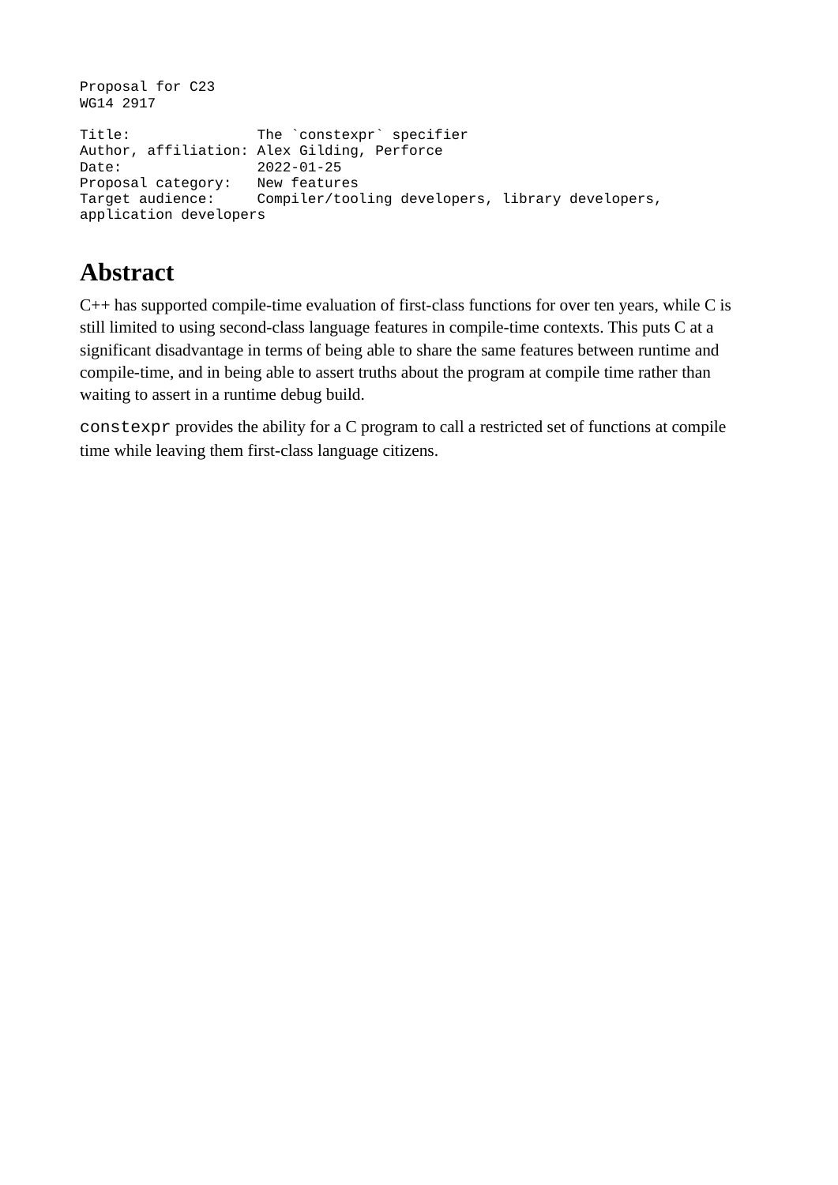```
Proposal for C23
WG14 2917

Title:               The `constexpr` specifier
Author, affiliation: Alex Gilding, Perforce
Date:                2022-01-25
Proposal category:   New features
Target audience:     Compiler/tooling developers, library developers,
application developers
```

# Abstract

C++ has supported compile-time evaluation of first-class functions for over ten years, while C is still limited to using second-class language features in compile-time contexts. This puts C at a significant disadvantage in terms of being able to share the same features between runtime and compile-time, and in being able to assert truths about the program at compile time rather than waiting to assert in a runtime debug build.

`constexpr` provides the ability for a C program to call a restricted set of functions at compile time while leaving them first-class language citizens.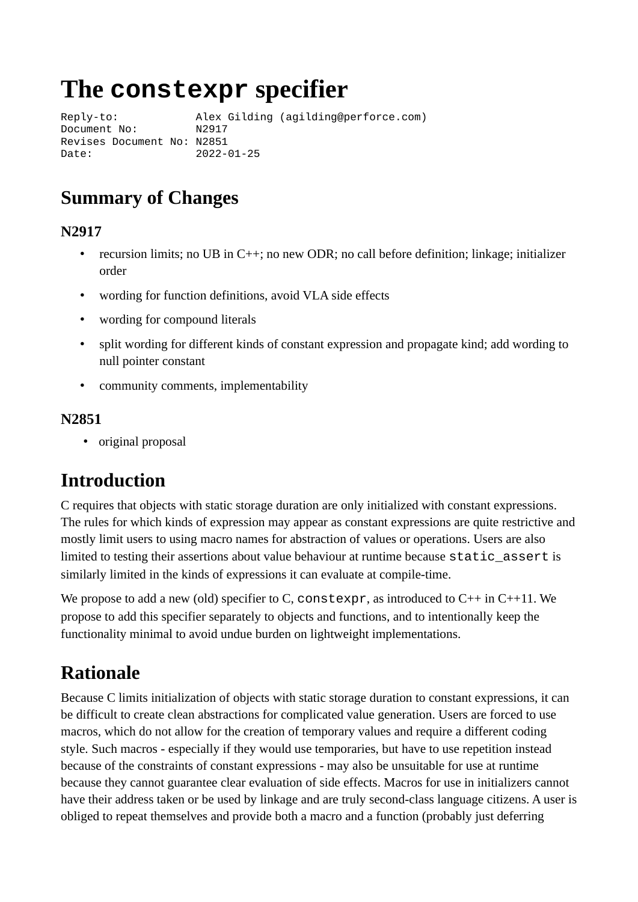# The `constexpr` specifier

```
Reply-to:            Alex Gilding (agilding@perforce.com)
Document No:         N2917
Revises Document No: N2851
Date:                2022-01-25
```

## Summary of Changes

### N2917

- recursion limits; no UB in C++; no new ODR; no call before definition; linkage; initializer order
- wording for function definitions, avoid VLA side effects
- wording for compound literals
- split wording for different kinds of constant expression and propagate kind; add wording to null pointer constant
- community comments, implementability

### N2851

- original proposal

## Introduction

C requires that objects with static storage duration are only initialized with constant expressions. The rules for which kinds of expression may appear as constant expressions are quite restrictive and mostly limit users to using macro names for abstraction of values or operations. Users are also limited to testing their assertions about value behaviour at runtime because `static_assert` is similarly limited in the kinds of expressions it can evaluate at compile-time.

We propose to add a new (old) specifier to C, `constexpr`, as introduced to C++ in C++11. We propose to add this specifier separately to objects and functions, and to intentionally keep the functionality minimal to avoid undue burden on lightweight implementations.

## Rationale

Because C limits initialization of objects with static storage duration to constant expressions, it can be difficult to create clean abstractions for complicated value generation. Users are forced to use macros, which do not allow for the creation of temporary values and require a different coding style. Such macros - especially if they would use temporaries, but have to use repetition instead because of the constraints of constant expressions - may also be unsuitable for use at runtime because they cannot guarantee clear evaluation of side effects. Macros for use in initializers cannot have their address taken or be used by linkage and are truly second-class language citizens. A user is obliged to repeat themselves and provide both a macro and a function (probably just deferring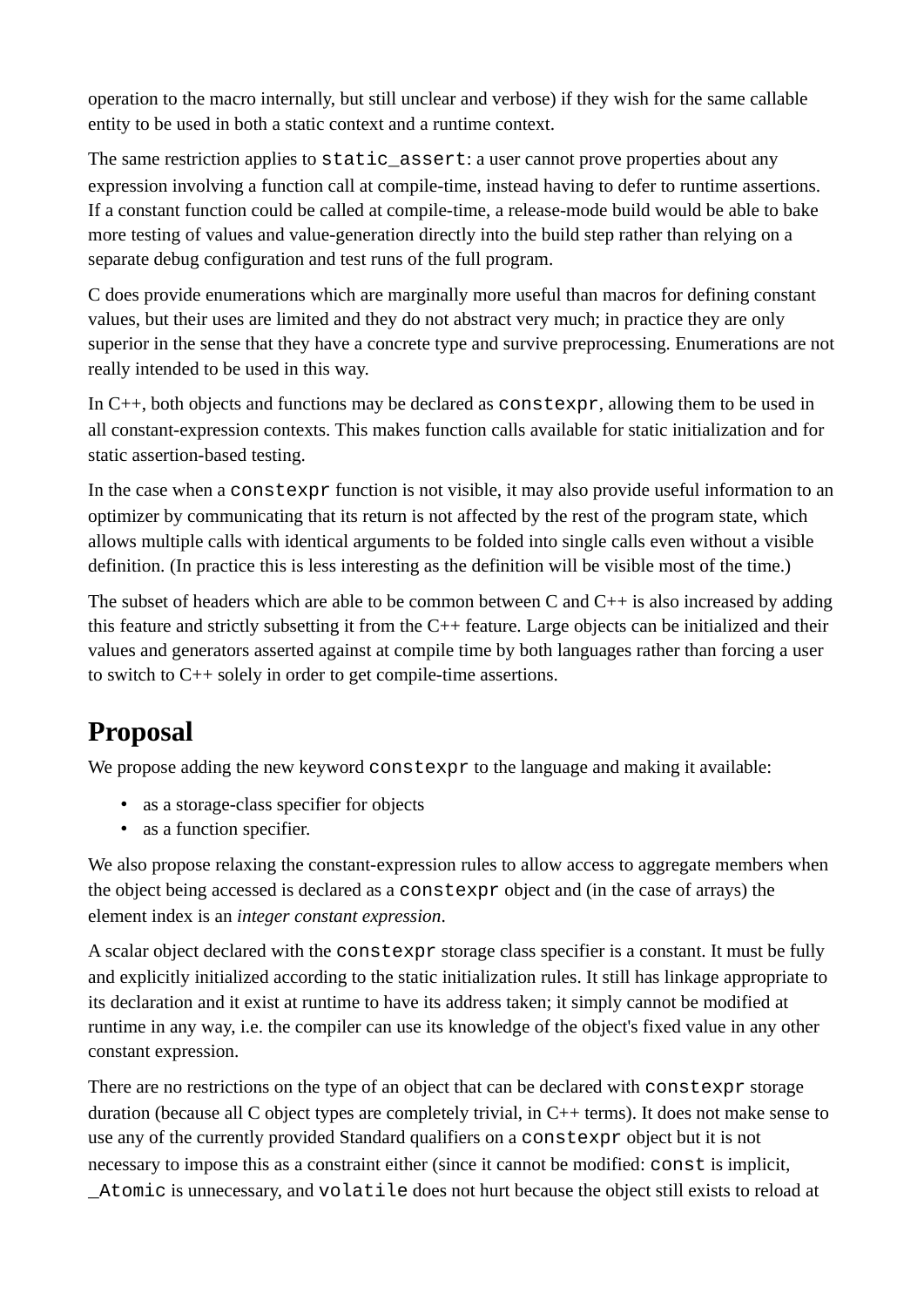operation to the macro internally, but still unclear and verbose) if they wish for the same callable entity to be used in both a static context and a runtime context.

The same restriction applies to `static_assert`: a user cannot prove properties about any expression involving a function call at compile-time, instead having to defer to runtime assertions. If a constant function could be called at compile-time, a release-mode build would be able to bake more testing of values and value-generation directly into the build step rather than relying on a separate debug configuration and test runs of the full program.

C does provide enumerations which are marginally more useful than macros for defining constant values, but their uses are limited and they do not abstract very much; in practice they are only superior in the sense that they have a concrete type and survive preprocessing. Enumerations are not really intended to be used in this way.

In C++, both objects and functions may be declared as `constexpr`, allowing them to be used in all constant-expression contexts. This makes function calls available for static initialization and for static assertion-based testing.

In the case when a `constexpr` function is not visible, it may also provide useful information to an optimizer by communicating that its return is not affected by the rest of the program state, which allows multiple calls with identical arguments to be folded into single calls even without a visible definition. (In practice this is less interesting as the definition will be visible most of the time.)

The subset of headers which are able to be common between C and C++ is also increased by adding this feature and strictly subsetting it from the C++ feature. Large objects can be initialized and their values and generators asserted against at compile time by both languages rather than forcing a user to switch to C++ solely in order to get compile-time assertions.

# Proposal

We propose adding the new keyword `constexpr` to the language and making it available:

- as a storage-class specifier for objects
- as a function specifier.

We also propose relaxing the constant-expression rules to allow access to aggregate members when the object being accessed is declared as a `constexpr` object and (in the case of arrays) the element index is an *integer constant expression*.

A scalar object declared with the `constexpr` storage class specifier is a constant. It must be fully and explicitly initialized according to the static initialization rules. It still has linkage appropriate to its declaration and it exist at runtime to have its address taken; it simply cannot be modified at runtime in any way, i.e. the compiler can use its knowledge of the object's fixed value in any other constant expression.

There are no restrictions on the type of an object that can be declared with `constexpr` storage duration (because all C object types are completely trivial, in C++ terms). It does not make sense to use any of the currently provided Standard qualifiers on a `constexpr` object but it is not necessary to impose this as a constraint either (since it cannot be modified: `const` is implicit, `_Atomic` is unnecessary, and `volatile` does not hurt because the object still exists to reload at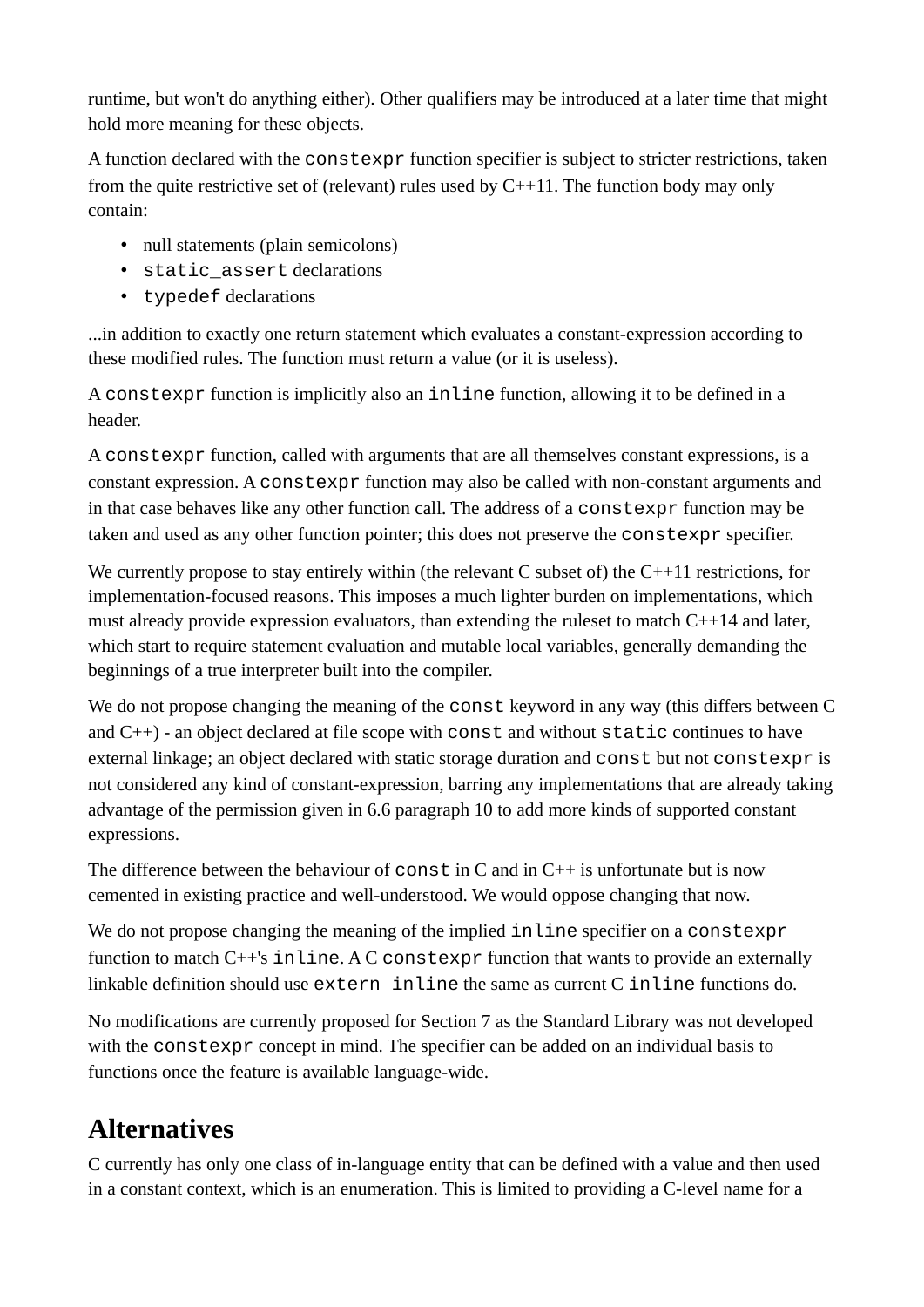runtime, but won't do anything either). Other qualifiers may be introduced at a later time that might hold more meaning for these objects.

A function declared with the `constexpr` function specifier is subject to stricter restrictions, taken from the quite restrictive set of (relevant) rules used by C++11. The function body may only contain:

- null statements (plain semicolons)
- `static_assert` declarations
- `typedef` declarations

...in addition to exactly one return statement which evaluates a constant-expression according to these modified rules. The function must return a value (or it is useless).

A `constexpr` function is implicitly also an `inline` function, allowing it to be defined in a header.

A `constexpr` function, called with arguments that are all themselves constant expressions, is a constant expression. A `constexpr` function may also be called with non-constant arguments and in that case behaves like any other function call. The address of a `constexpr` function may be taken and used as any other function pointer; this does not preserve the `constexpr` specifier.

We currently propose to stay entirely within (the relevant C subset of) the C++11 restrictions, for implementation-focused reasons. This imposes a much lighter burden on implementations, which must already provide expression evaluators, than extending the ruleset to match C++14 and later, which start to require statement evaluation and mutable local variables, generally demanding the beginnings of a true interpreter built into the compiler.

We do not propose changing the meaning of the `const` keyword in any way (this differs between C and C++) - an object declared at file scope with `const` and without `static` continues to have external linkage; an object declared with static storage duration and `const` but not `constexpr` is not considered any kind of constant-expression, barring any implementations that are already taking advantage of the permission given in 6.6 paragraph 10 to add more kinds of supported constant expressions.

The difference between the behaviour of `const` in C and in C++ is unfortunate but is now cemented in existing practice and well-understood. We would oppose changing that now.

We do not propose changing the meaning of the implied `inline` specifier on a `constexpr` function to match C++'s `inline`. A C `constexpr` function that wants to provide an externally linkable definition should use `extern inline` the same as current C `inline` functions do.

No modifications are currently proposed for Section 7 as the Standard Library was not developed with the `constexpr` concept in mind. The specifier can be added on an individual basis to functions once the feature is available language-wide.

## Alternatives

C currently has only one class of in-language entity that can be defined with a value and then used in a constant context, which is an enumeration. This is limited to providing a C-level name for a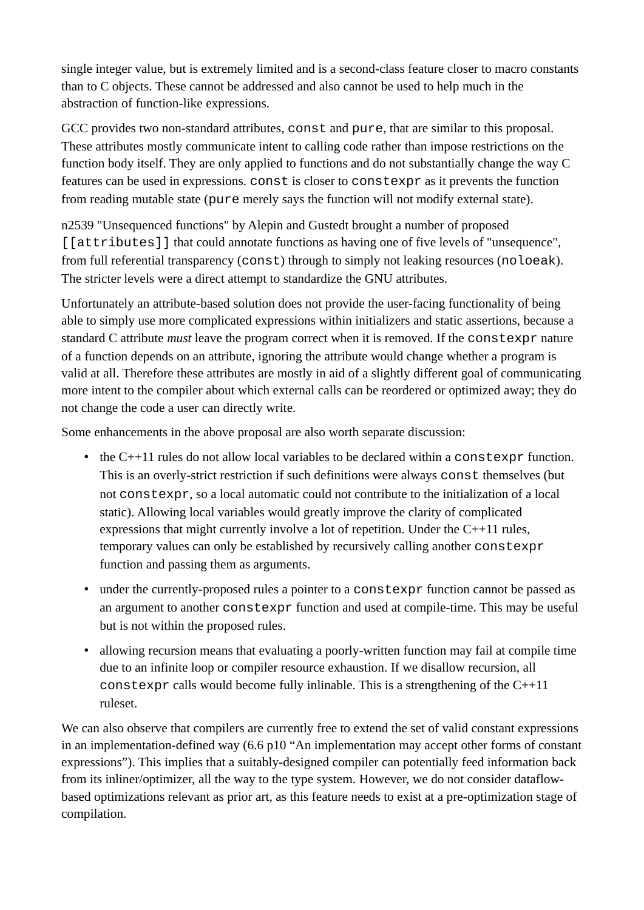single integer value, but is extremely limited and is a second-class feature closer to macro constants than to C objects. These cannot be addressed and also cannot be used to help much in the abstraction of function-like expressions.

GCC provides two non-standard attributes, `const` and `pure`, that are similar to this proposal. These attributes mostly communicate intent to calling code rather than impose restrictions on the function body itself. They are only applied to functions and do not substantially change the way C features can be used in expressions. `const` is closer to `constexpr` as it prevents the function from reading mutable state (`pure` merely says the function will not modify external state).

n2539 "Unsequenced functions" by Alepin and Gustedt brought a number of proposed `[[attributes]]` that could annotate functions as having one of five levels of "unsequence", from full referential transparency (`const`) through to simply not leaking resources (`noloeak`). The stricter levels were a direct attempt to standardize the GNU attributes.

Unfortunately an attribute-based solution does not provide the user-facing functionality of being able to simply use more complicated expressions within initializers and static assertions, because a standard C attribute *must* leave the program correct when it is removed. If the `constexpr` nature of a function depends on an attribute, ignoring the attribute would change whether a program is valid at all. Therefore these attributes are mostly in aid of a slightly different goal of communicating more intent to the compiler about which external calls can be reordered or optimized away; they do not change the code a user can directly write.

Some enhancements in the above proposal are also worth separate discussion:

- the C++11 rules do not allow local variables to be declared within a `constexpr` function. This is an overly-strict restriction if such definitions were always `const` themselves (but not `constexpr`, so a local automatic could not contribute to the initialization of a local static). Allowing local variables would greatly improve the clarity of complicated expressions that might currently involve a lot of repetition. Under the C++11 rules, temporary values can only be established by recursively calling another `constexpr` function and passing them as arguments.
- under the currently-proposed rules a pointer to a `constexpr` function cannot be passed as an argument to another `constexpr` function and used at compile-time. This may be useful but is not within the proposed rules.
- allowing recursion means that evaluating a poorly-written function may fail at compile time due to an infinite loop or compiler resource exhaustion. If we disallow recursion, all `constexpr` calls would become fully inlinable. This is a strengthening of the C++11 ruleset.

We can also observe that compilers are currently free to extend the set of valid constant expressions in an implementation-defined way (6.6 p10 “An implementation may accept other forms of constant expressions”). This implies that a suitably-designed compiler can potentially feed information back from its inliner/optimizer, all the way to the type system. However, we do not consider dataflow-based optimizations relevant as prior art, as this feature needs to exist at a pre-optimization stage of compilation.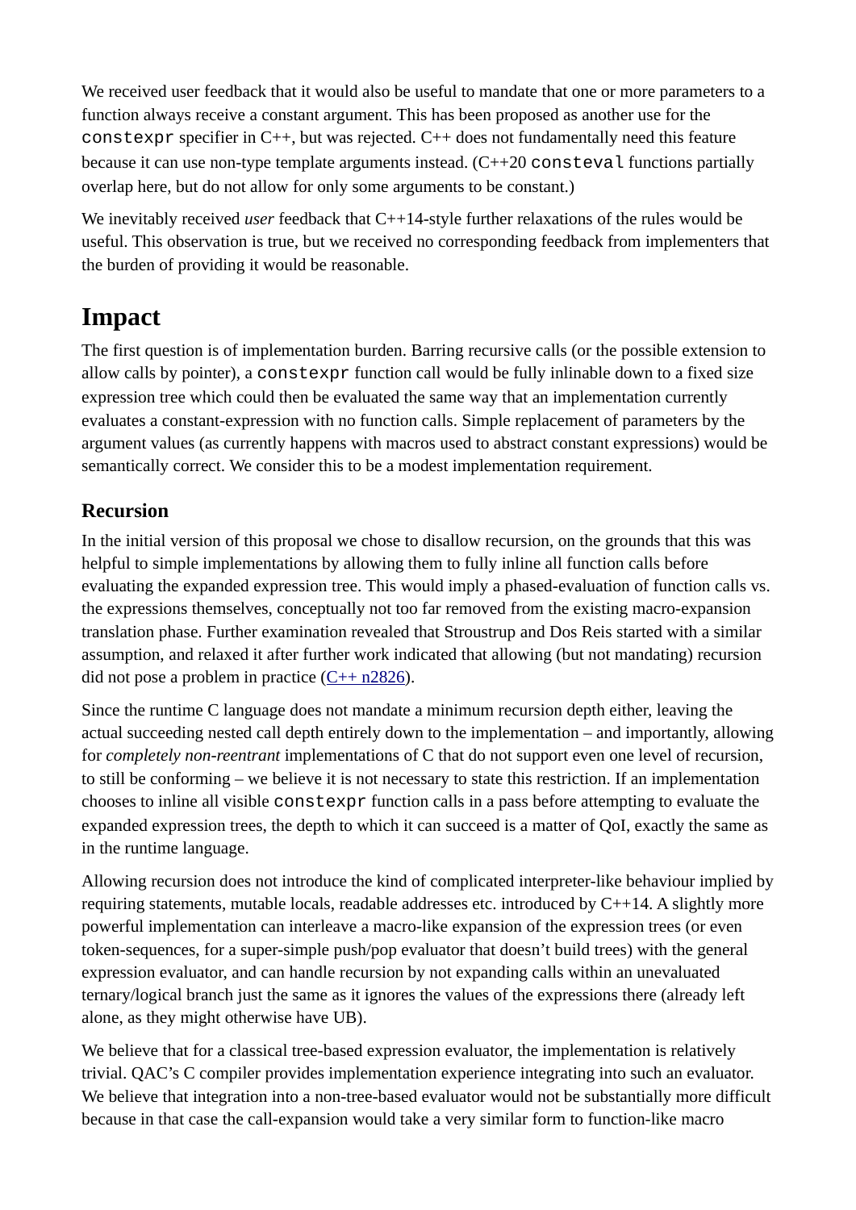We received user feedback that it would also be useful to mandate that one or more parameters to a function always receive a constant argument. This has been proposed as another use for the `constexpr` specifier in C++, but was rejected. C++ does not fundamentally need this feature because it can use non-type template arguments instead. (C++20 `consteval` functions partially overlap here, but do not allow for only some arguments to be constant.)

We inevitably received *user* feedback that C++14-style further relaxations of the rules would be useful. This observation is true, but we received no corresponding feedback from implementers that the burden of providing it would be reasonable.

# Impact

The first question is of implementation burden. Barring recursive calls (or the possible extension to allow calls by pointer), a `constexpr` function call would be fully inlinable down to a fixed size expression tree which could then be evaluated the same way that an implementation currently evaluates a constant-expression with no function calls. Simple replacement of parameters by the argument values (as currently happens with macros used to abstract constant expressions) would be semantically correct. We consider this to be a modest implementation requirement.

## Recursion

In the initial version of this proposal we chose to disallow recursion, on the grounds that this was helpful to simple implementations by allowing them to fully inline all function calls before evaluating the expanded expression tree. This would imply a phased-evaluation of function calls vs. the expressions themselves, conceptually not too far removed from the existing macro-expansion translation phase. Further examination revealed that Stroustrup and Dos Reis started with a similar assumption, and relaxed it after further work indicated that allowing (but not mandating) recursion did not pose a problem in practice (C++ n2826).

Since the runtime C language does not mandate a minimum recursion depth either, leaving the actual succeeding nested call depth entirely down to the implementation – and importantly, allowing for *completely non-reentrant* implementations of C that do not support even one level of recursion, to still be conforming – we believe it is not necessary to state this restriction. If an implementation chooses to inline all visible `constexpr` function calls in a pass before attempting to evaluate the expanded expression trees, the depth to which it can succeed is a matter of QoI, exactly the same as in the runtime language.

Allowing recursion does not introduce the kind of complicated interpreter-like behaviour implied by requiring statements, mutable locals, readable addresses etc. introduced by C++14. A slightly more powerful implementation can interleave a macro-like expansion of the expression trees (or even token-sequences, for a super-simple push/pop evaluator that doesn't build trees) with the general expression evaluator, and can handle recursion by not expanding calls within an unevaluated ternary/logical branch just the same as it ignores the values of the expressions there (already left alone, as they might otherwise have UB).

We believe that for a classical tree-based expression evaluator, the implementation is relatively trivial. QAC's C compiler provides implementation experience integrating into such an evaluator. We believe that integration into a non-tree-based evaluator would not be substantially more difficult because in that case the call-expansion would take a very similar form to function-like macro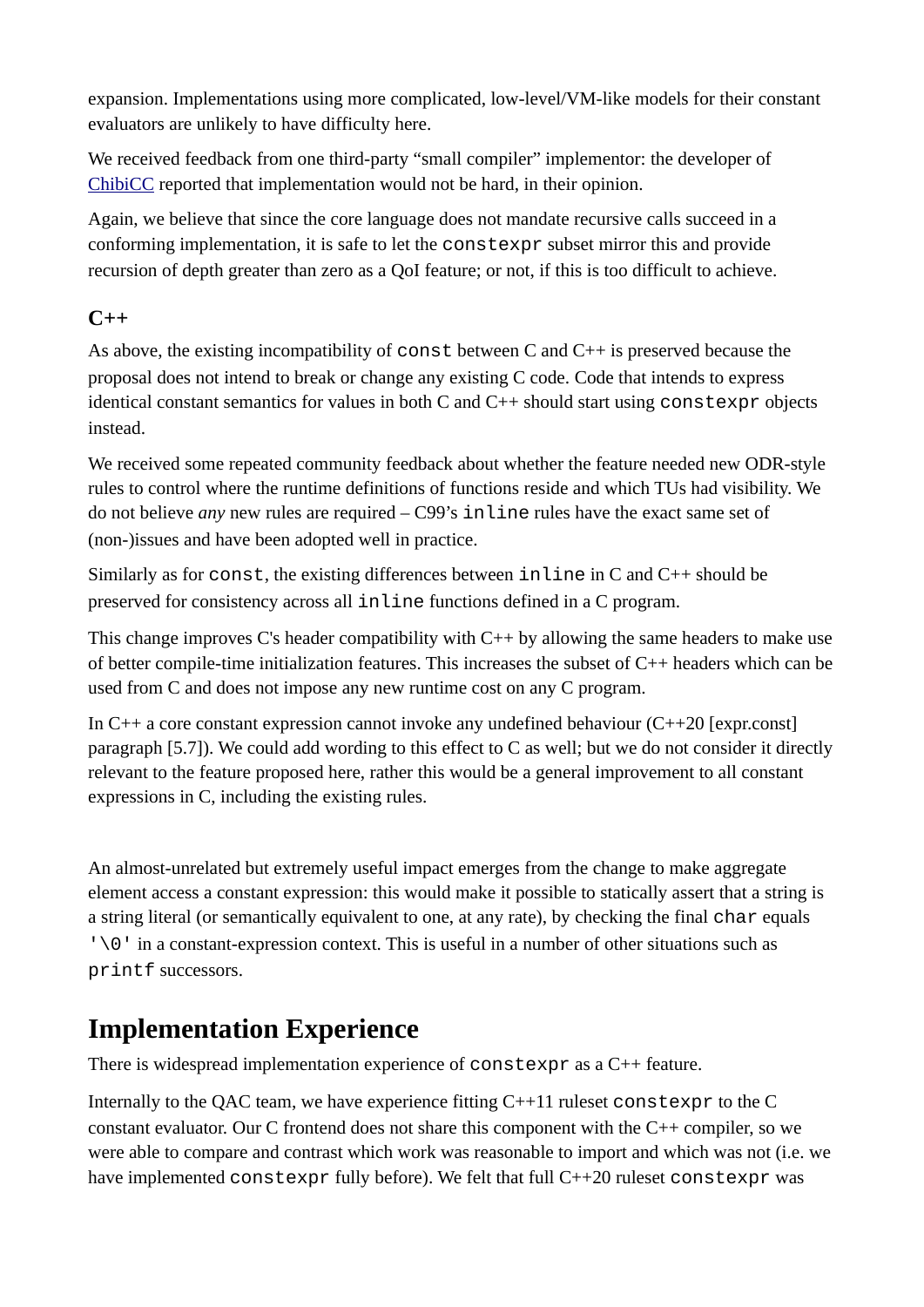expansion. Implementations using more complicated, low-level/VM-like models for their constant evaluators are unlikely to have difficulty here.

We received feedback from one third-party "small compiler" implementor: the developer of ChibiCC reported that implementation would not be hard, in their opinion.

Again, we believe that since the core language does not mandate recursive calls succeed in a conforming implementation, it is safe to let the `constexpr` subset mirror this and provide recursion of depth greater than zero as a QoI feature; or not, if this is too difficult to achieve.

### C++

As above, the existing incompatibility of `const` between C and C++ is preserved because the proposal does not intend to break or change any existing C code. Code that intends to express identical constant semantics for values in both C and C++ should start using `constexpr` objects instead.

We received some repeated community feedback about whether the feature needed new ODR-style rules to control where the runtime definitions of functions reside and which TUs had visibility. We do not believe *any* new rules are required – C99's `inline` rules have the exact same set of (non-)issues and have been adopted well in practice.

Similarly as for `const`, the existing differences between `inline` in C and C++ should be preserved for consistency across all `inline` functions defined in a C program.

This change improves C's header compatibility with C++ by allowing the same headers to make use of better compile-time initialization features. This increases the subset of C++ headers which can be used from C and does not impose any new runtime cost on any C program.

In C++ a core constant expression cannot invoke any undefined behaviour (C++20 [expr.const] paragraph [5.7]). We could add wording to this effect to C as well; but we do not consider it directly relevant to the feature proposed here, rather this would be a general improvement to all constant expressions in C, including the existing rules.

An almost-unrelated but extremely useful impact emerges from the change to make aggregate element access a constant expression: this would make it possible to statically assert that a string is a string literal (or semantically equivalent to one, at any rate), by checking the final `char` equals `'\0'` in a constant-expression context. This is useful in a number of other situations such as `printf` successors.

## Implementation Experience

There is widespread implementation experience of `constexpr` as a C++ feature.

Internally to the QAC team, we have experience fitting C++11 ruleset `constexpr` to the C constant evaluator. Our C frontend does not share this component with the C++ compiler, so we were able to compare and contrast which work was reasonable to import and which was not (i.e. we have implemented `constexpr` fully before). We felt that full C++20 ruleset `constexpr` was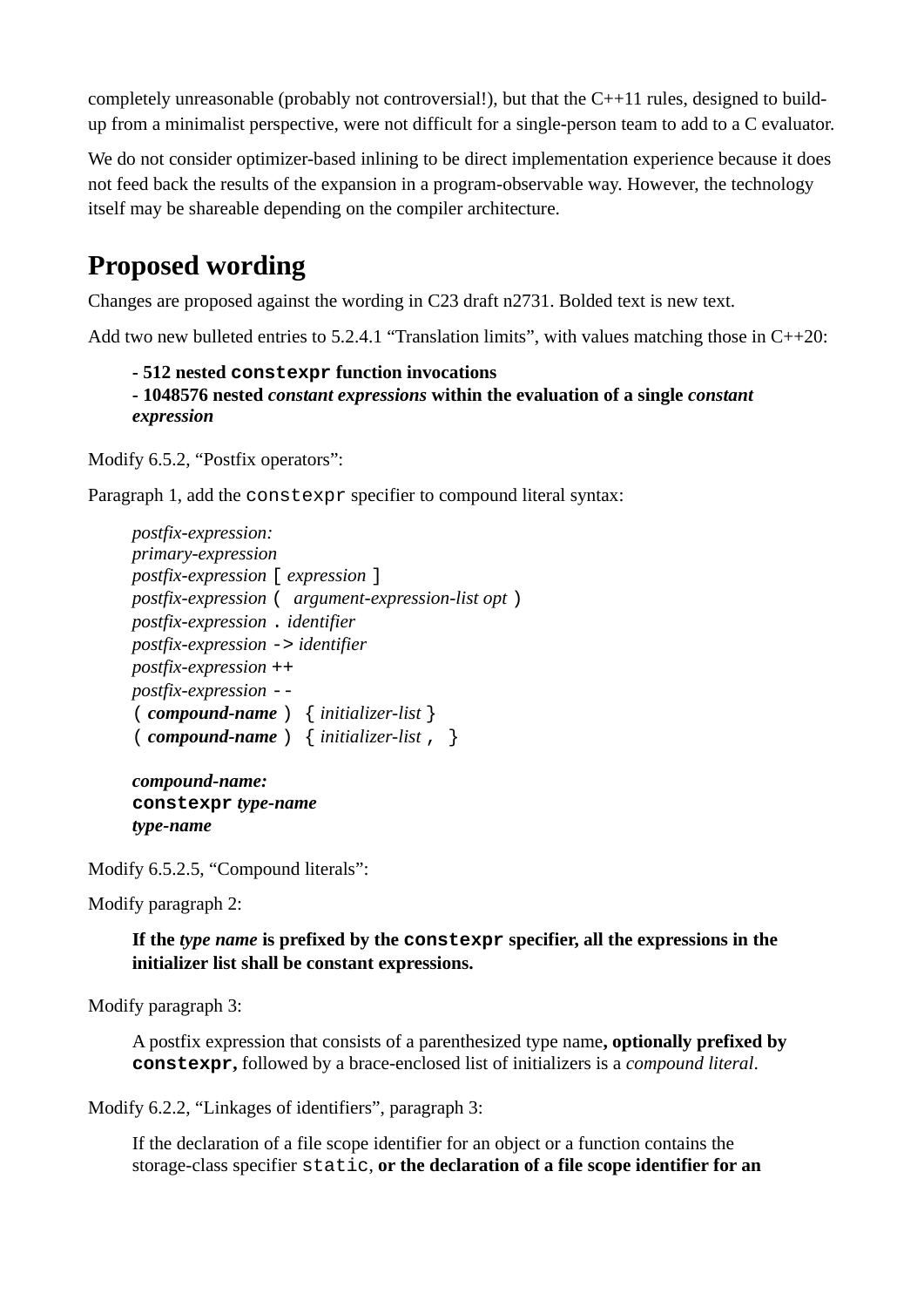completely unreasonable (probably not controversial!), but that the C++11 rules, designed to build-up from a minimalist perspective, were not difficult for a single-person team to add to a C evaluator.

We do not consider optimizer-based inlining to be direct implementation experience because it does not feed back the results of the expansion in a program-observable way. However, the technology itself may be shareable depending on the compiler architecture.

## Proposed wording

Changes are proposed against the wording in C23 draft n2731. Bolded text is new text.

Add two new bulleted entries to 5.2.4.1 “Translation limits”, with values matching those in C++20:

> **- 512 nested `constexpr` function invocations**
> **- 1048576 nested *constant expressions* within the evaluation of a single *constant expression***

Modify 6.5.2, “Postfix operators”:

Paragraph 1, add the `constexpr` specifier to compound literal syntax:

> *postfix-expression:*
> *primary-expression*
> *postfix-expression* `[` *expression* `]`
> *postfix-expression* `(` *argument-expression-list opt* `)`
> *postfix-expression* `.` *identifier*
> *postfix-expression* `->` *identifier*
> *postfix-expression* `++`
> *postfix-expression* `--`
> `(` ***compound-name*** `)` `{` *initializer-list* `}`
> `(` ***compound-name*** `)` `{` *initializer-list* `,` `}`
>
> ***compound-name:***
> **`constexpr`** ***type-name***
> ***type-name***

Modify 6.5.2.5, “Compound literals”:

Modify paragraph 2:

> **If the *type name* is prefixed by the `constexpr` specifier, all the expressions in the initializer list shall be constant expressions.**

Modify paragraph 3:

> A postfix expression that consists of a parenthesized type name**, optionally prefixed by `constexpr`,** followed by a brace-enclosed list of initializers is a *compound literal*.

Modify 6.2.2, “Linkages of identifiers”, paragraph 3:

> If the declaration of a file scope identifier for an object or a function contains the storage-class specifier `static`, **or the declaration of a file scope identifier for an**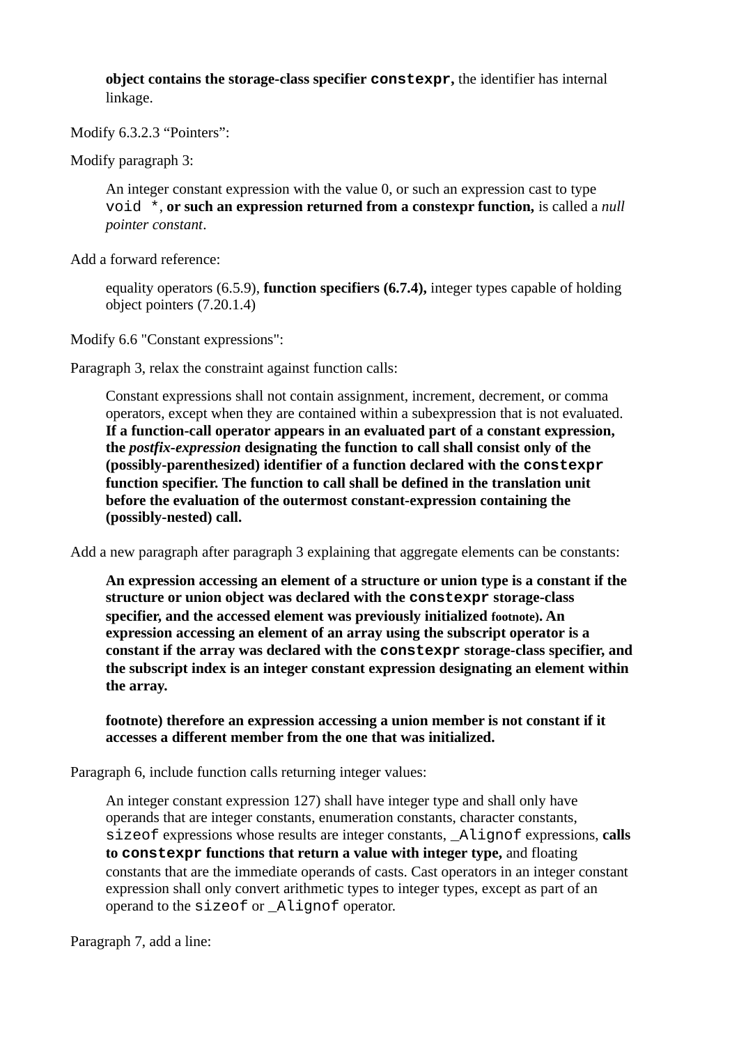> **object contains the storage-class specifier `constexpr`,** the identifier has internal linkage.

Modify 6.3.2.3 “Pointers”:

Modify paragraph 3:

> An integer constant expression with the value 0, or such an expression cast to type `void *`, **or such an expression returned from a constexpr function,** is called a *null pointer constant*.

Add a forward reference:

> equality operators (6.5.9), **function specifiers (6.7.4),** integer types capable of holding object pointers (7.20.1.4)

Modify 6.6 "Constant expressions":

Paragraph 3, relax the constraint against function calls:

> Constant expressions shall not contain assignment, increment, decrement, or comma operators, except when they are contained within a subexpression that is not evaluated. **If a function-call operator appears in an evaluated part of a constant expression, the *postfix-expression* designating the function to call shall consist only of the (possibly-parenthesized) identifier of a function declared with the `constexpr` function specifier. The function to call shall be defined in the translation unit before the evaluation of the outermost constant-expression containing the (possibly-nested) call.**

Add a new paragraph after paragraph 3 explaining that aggregate elements can be constants:

> **An expression accessing an element of a structure or union type is a constant if the structure or union object was declared with the `constexpr` storage-class specifier, and the accessed element was previously initialized footnote). An expression accessing an element of an array using the subscript operator is a constant if the array was declared with the `constexpr` storage-class specifier, and the subscript index is an integer constant expression designating an element within the array.**
>
> **footnote) therefore an expression accessing a union member is not constant if it accesses a different member from the one that was initialized.**

Paragraph 6, include function calls returning integer values:

> An integer constant expression 127) shall have integer type and shall only have operands that are integer constants, enumeration constants, character constants, `sizeof` expressions whose results are integer constants, `_Alignof` expressions, **calls to `constexpr` functions that return a value with integer type,** and floating constants that are the immediate operands of casts. Cast operators in an integer constant expression shall only convert arithmetic types to integer types, except as part of an operand to the `sizeof` or `_Alignof` operator.

Paragraph 7, add a line: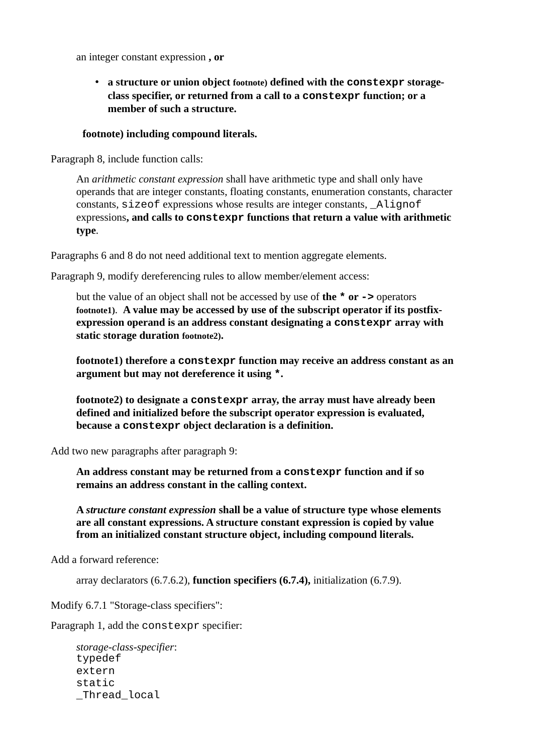> an integer constant expression **, or**
>
> - **a structure or union object** **footnote)** **defined with the `constexpr` storage-class specifier, or returned from a call to a `constexpr` function; or a member of such a structure.**
>
> **footnote) including compound literals.**

Paragraph 8, include function calls:

> An *arithmetic constant expression* shall have arithmetic type and shall only have operands that are integer constants, floating constants, enumeration constants, character constants, `sizeof` expressions whose results are integer constants, `_Alignof` expressions**, and calls to `constexpr` functions that return a value with arithmetic type**.

Paragraphs 6 and 8 do not need additional text to mention aggregate elements.

Paragraph 9, modify dereferencing rules to allow member/element access:

> but the value of an object shall not be accessed by use of **the `*` or `->`** operators **footnote1)**. **A value may be accessed by use of the subscript operator if its postfix-expression operand is an address constant designating a `constexpr` array with static storage duration footnote2).**
>
> **footnote1) therefore a `constexpr` function may receive an address constant as an argument but may not dereference it using `*`.**
>
> **footnote2) to designate a `constexpr` array, the array must have already been defined and initialized before the subscript operator expression is evaluated, because a `constexpr` object declaration is a definition.**

Add two new paragraphs after paragraph 9:

> **An address constant may be returned from a `constexpr` function and if so remains an address constant in the calling context.**
>
> **A *structure constant expression* shall be a value of structure type whose elements are all constant expressions. A structure constant expression is copied by value from an initialized constant structure object, including compound literals.**

Add a forward reference:

> array declarators (6.7.6.2), **function specifiers (6.7.4),** initialization (6.7.9).

Modify 6.7.1 "Storage-class specifiers":

Paragraph 1, add the `constexpr` specifier:

> *storage-class-specifier*:
> ```
> typedef
> extern
> static
> _Thread_local
> ```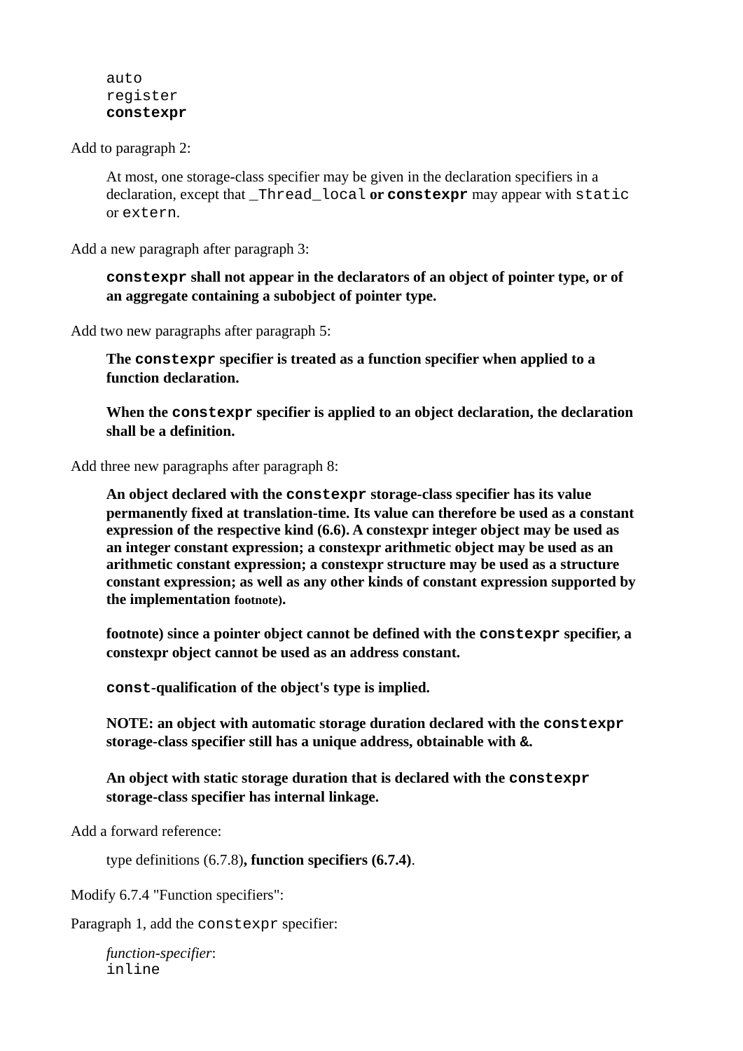```
auto
register
constexpr
```

Add to paragraph 2:

> At most, one storage-class specifier may be given in the declaration specifiers in a declaration, except that `_Thread_local` **or `constexpr`** may appear with `static` or `extern`.

Add a new paragraph after paragraph 3:

> **`constexpr` shall not appear in the declarators of an object of pointer type, or of an aggregate containing a subobject of pointer type.**

Add two new paragraphs after paragraph 5:

> **The `constexpr` specifier is treated as a function specifier when applied to a function declaration.**
>
> **When the `constexpr` specifier is applied to an object declaration, the declaration shall be a definition.**

Add three new paragraphs after paragraph 8:

> **An object declared with the `constexpr` storage-class specifier has its value permanently fixed at translation-time. Its value can therefore be used as a constant expression of the respective kind (6.6). A constexpr integer object may be used as an integer constant expression; a constexpr arithmetic object may be used as an arithmetic constant expression; a constexpr structure may be used as a structure constant expression; as well as any other kinds of constant expression supported by the implementation footnote).**
>
> **footnote) since a pointer object cannot be defined with the `constexpr` specifier, a constexpr object cannot be used as an address constant.**
>
> **`const`-qualification of the object's type is implied.**
>
> **NOTE: an object with automatic storage duration declared with the `constexpr` storage-class specifier still has a unique address, obtainable with &.**
>
> **An object with static storage duration that is declared with the `constexpr` storage-class specifier has internal linkage.**

Add a forward reference:

> type definitions (6.7.8)**, function specifiers (6.7.4)**.

Modify 6.7.4 "Function specifiers":

Paragraph 1, add the `constexpr` specifier:

> *function-specifier*:
> `inline`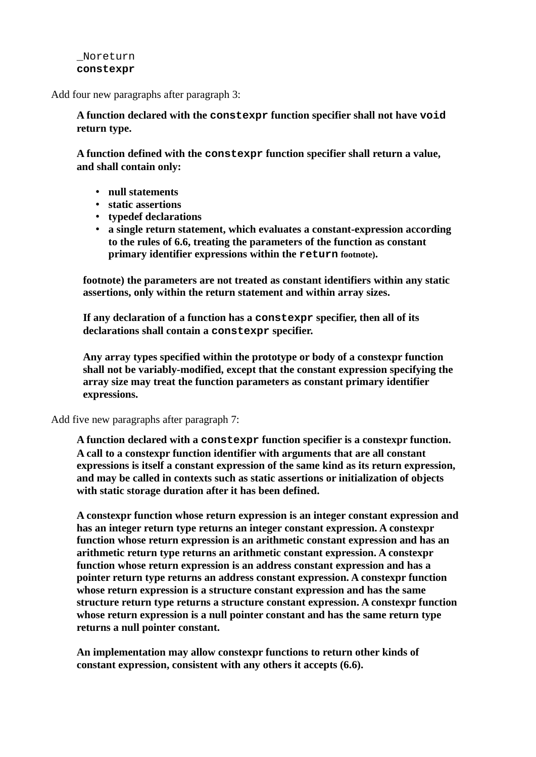`_Noreturn`
**`constexpr`**

Add four new paragraphs after paragraph 3:

> **A function declared with the `constexpr` function specifier shall not have `void` return type.**
>
> **A function defined with the `constexpr` function specifier shall return a value, and shall contain only:**
>
> - **null statements**
> - **static assertions**
> - **typedef declarations**
> - **a single return statement, which evaluates a constant-expression according to the rules of 6.6, treating the parameters of the function as constant primary identifier expressions within the `return` footnote).**
>
> **footnote) the parameters are not treated as constant identifiers within any static assertions, only within the return statement and within array sizes.**
>
> **If any declaration of a function has a `constexpr` specifier, then all of its declarations shall contain a `constexpr` specifier.**
>
> **Any array types specified within the prototype or body of a constexpr function shall not be variably-modified, except that the constant expression specifying the array size may treat the function parameters as constant primary identifier expressions.**

Add five new paragraphs after paragraph 7:

> **A function declared with a `constexpr` function specifier is a constexpr function. A call to a constexpr function identifier with arguments that are all constant expressions is itself a constant expression of the same kind as its return expression, and may be called in contexts such as static assertions or initialization of objects with static storage duration after it has been defined.**
>
> **A constexpr function whose return expression is an integer constant expression and has an integer return type returns an integer constant expression. A constexpr function whose return expression is an arithmetic constant expression and has an arithmetic return type returns an arithmetic constant expression. A constexpr function whose return expression is an address constant expression and has a pointer return type returns an address constant expression. A constexpr function whose return expression is a structure constant expression and has the same structure return type returns a structure constant expression. A constexpr function whose return expression is a null pointer constant and has the same return type returns a null pointer constant.**
>
> **An implementation may allow constexpr functions to return other kinds of constant expression, consistent with any others it accepts (6.6).**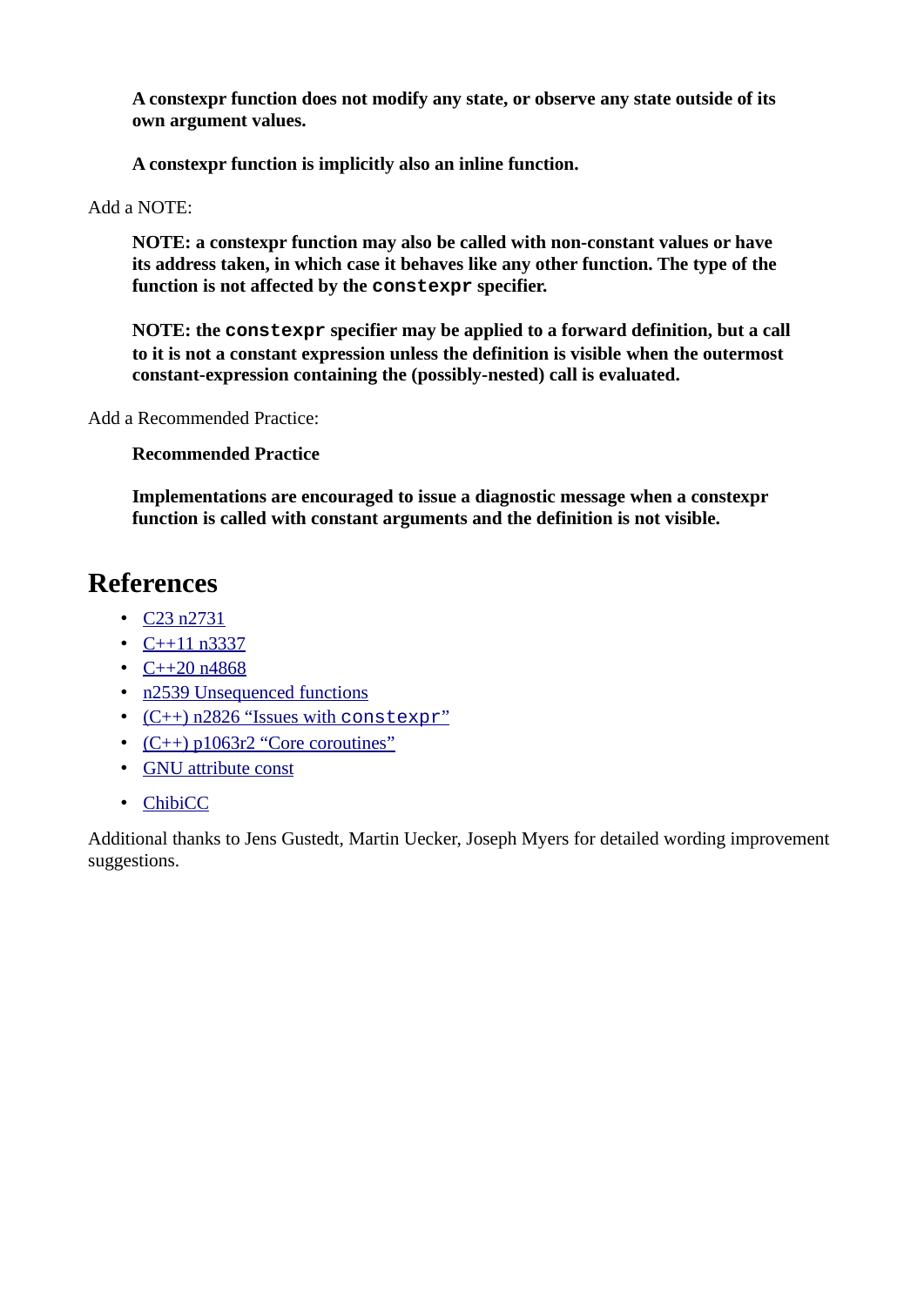> **A constexpr function does not modify any state, or observe any state outside of its own argument values.**
>
> **A constexpr function is implicitly also an inline function.**

Add a NOTE:

> **NOTE: a constexpr function may also be called with non-constant values or have its address taken, in which case it behaves like any other function. The type of the function is not affected by the `constexpr` specifier.**
>
> **NOTE: the `constexpr` specifier may be applied to a forward definition, but a call to it is not a constant expression unless the definition is visible when the outermost constant-expression containing the (possibly-nested) call is evaluated.**

Add a Recommended Practice:

> **Recommended Practice**
>
> **Implementations are encouraged to issue a diagnostic message when a constexpr function is called with constant arguments and the definition is not visible.**

## References

- C23 n2731
- C++11 n3337
- C++20 n4868
- n2539 Unsequenced functions
- (C++) n2826 “Issues with `constexpr`”
- (C++) p1063r2 “Core coroutines”
- GNU attribute const
- ChibiCC

Additional thanks to Jens Gustedt, Martin Uecker, Joseph Myers for detailed wording improvement suggestions.